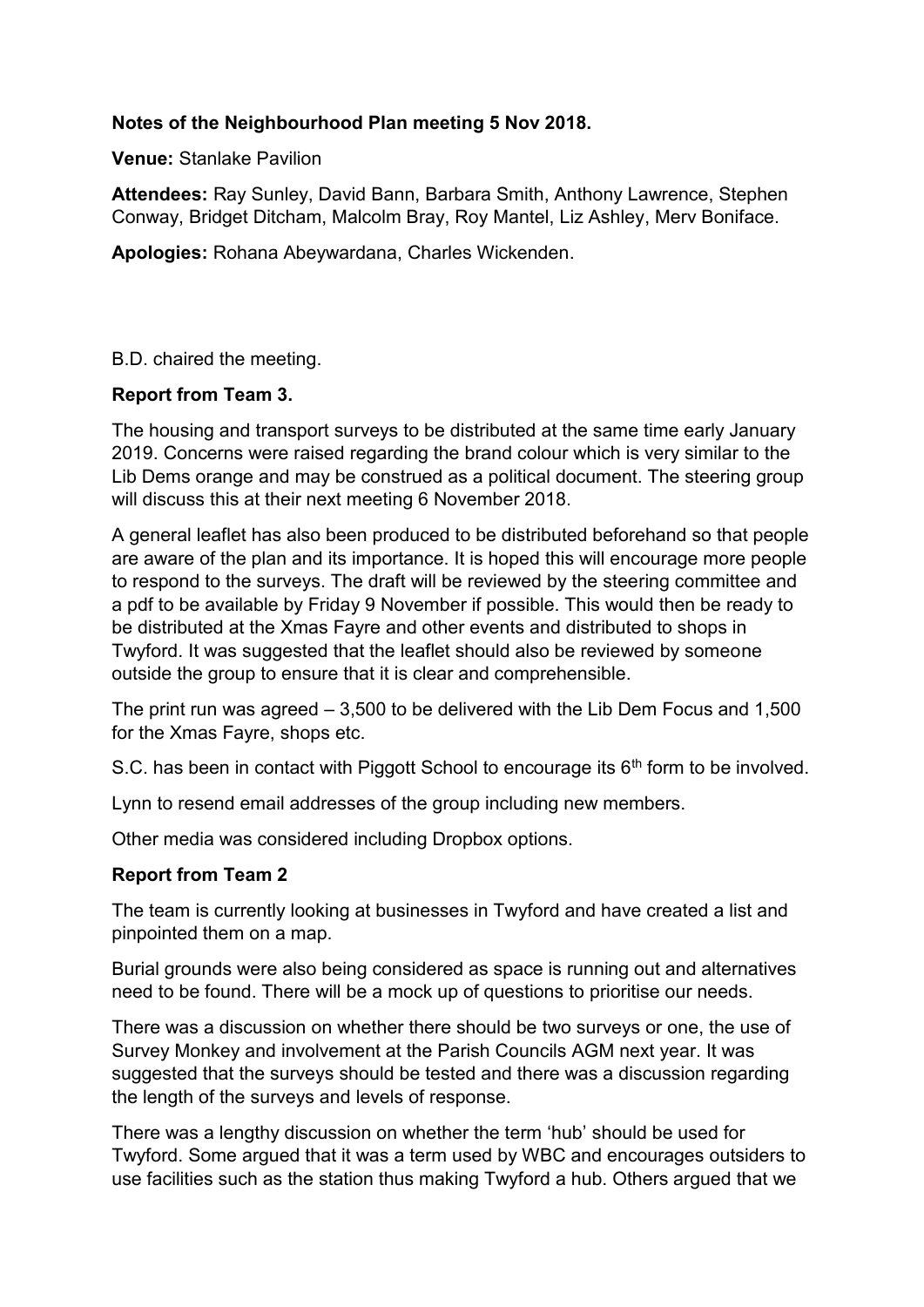**Notes of the Neighbourhood Plan meeting 5 Nov 2018.**

**Venue:** Stanlake Pavilion

**Attendees:** Ray Sunley, David Bann, Barbara Smith, Anthony Lawrence, Stephen Conway, Bridget Ditcham, Malcolm Bray, Roy Mantel, Liz Ashley, Merv Boniface.

**Apologies:** Rohana Abeywardana, Charles Wickenden.

B.D. chaired the meeting.

**Report from Team 3.**

The housing and transport surveys to be distributed at the same time early January 2019. Concerns were raised regarding the brand colour which is very similar to the Lib Dems orange and may be construed as a political document. The steering group will discuss this at their next meeting 6 November 2018.

A general leaflet has also been produced to be distributed beforehand so that people are aware of the plan and its importance. It is hoped this will encourage more people to respond to the surveys. The draft will be reviewed by the steering committee and a pdf to be available by Friday 9 November if possible. This would then be ready to be distributed at the Xmas Fayre and other events and distributed to shops in Twyford. It was suggested that the leaflet should also be reviewed by someone outside the group to ensure that it is clear and comprehensible.

The print run was agreed – 3,500 to be delivered with the Lib Dem Focus and 1,500 for the Xmas Fayre, shops etc.

S.C. has been in contact with Piggott School to encourage its 6th form to be involved.

Lynn to resend email addresses of the group including new members.

Other media was considered including Dropbox options.

**Report from Team 2**

The team is currently looking at businesses in Twyford and have created a list and pinpointed them on a map.

Burial grounds were also being considered as space is running out and alternatives need to be found. There will be a mock up of questions to prioritise our needs.

There was a discussion on whether there should be two surveys or one, the use of Survey Monkey and involvement at the Parish Councils AGM next year. It was suggested that the surveys should be tested and there was a discussion regarding the length of the surveys and levels of response.

There was a lengthy discussion on whether the term 'hub' should be used for Twyford. Some argued that it was a term used by WBC and encourages outsiders to use facilities such as the station thus making Twyford a hub. Others argued that we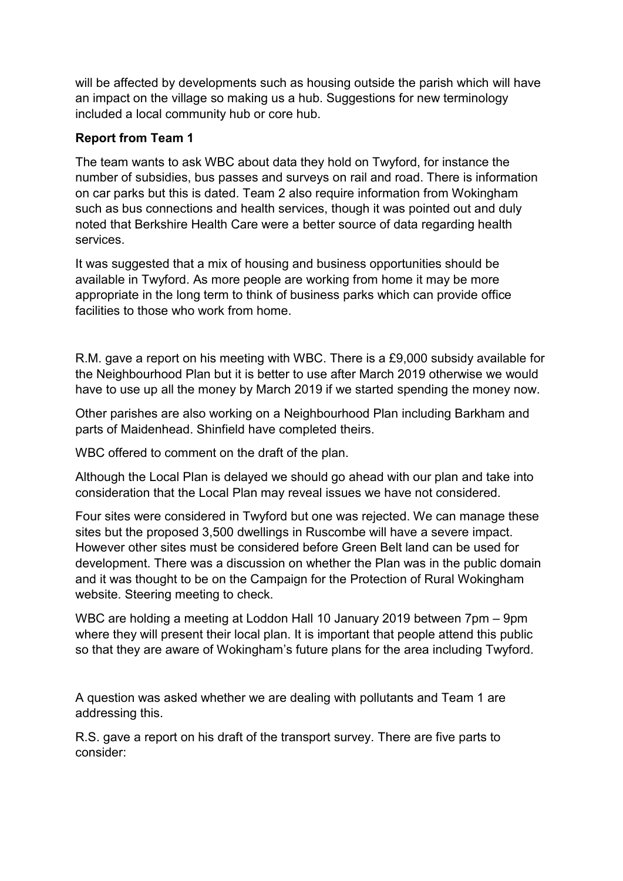will be affected by developments such as housing outside the parish which will have an impact on the village so making us a hub. Suggestions for new terminology included a local community hub or core hub.

**Report from Team 1**

The team wants to ask WBC about data they hold on Twyford, for instance the number of subsidies, bus passes and surveys on rail and road. There is information on car parks but this is dated. Team 2 also require information from Wokingham such as bus connections and health services, though it was pointed out and duly noted that Berkshire Health Care were a better source of data regarding health services.

It was suggested that a mix of housing and business opportunities should be available in Twyford. As more people are working from home it may be more appropriate in the long term to think of business parks which can provide office facilities to those who work from home.

R.M. gave a report on his meeting with WBC. There is a £9,000 subsidy available for the Neighbourhood Plan but it is better to use after March 2019 otherwise we would have to use up all the money by March 2019 if we started spending the money now.

Other parishes are also working on a Neighbourhood Plan including Barkham and parts of Maidenhead. Shinfield have completed theirs.

WBC offered to comment on the draft of the plan.

Although the Local Plan is delayed we should go ahead with our plan and take into consideration that the Local Plan may reveal issues we have not considered.

Four sites were considered in Twyford but one was rejected. We can manage these sites but the proposed 3,500 dwellings in Ruscombe will have a severe impact. However other sites must be considered before Green Belt land can be used for development. There was a discussion on whether the Plan was in the public domain and it was thought to be on the Campaign for the Protection of Rural Wokingham website. Steering meeting to check.

WBC are holding a meeting at Loddon Hall 10 January 2019 between 7pm – 9pm where they will present their local plan. It is important that people attend this public so that they are aware of Wokingham's future plans for the area including Twyford.

A question was asked whether we are dealing with pollutants and Team 1 are addressing this.

R.S. gave a report on his draft of the transport survey. There are five parts to consider: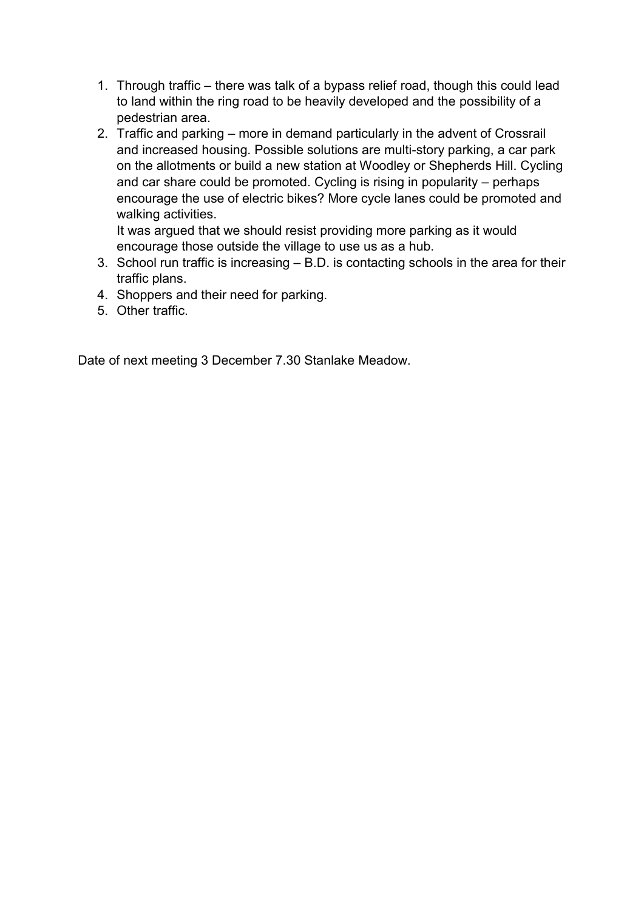1. Through traffic – there was talk of a bypass relief road, though this could lead to land within the ring road to be heavily developed and the possibility of a pedestrian area.
2. Traffic and parking – more in demand particularly in the advent of Crossrail and increased housing. Possible solutions are multi-story parking, a car park on the allotments or build a new station at Woodley or Shepherds Hill. Cycling and car share could be promoted. Cycling is rising in popularity – perhaps encourage the use of electric bikes? More cycle lanes could be promoted and walking activities.

   It was argued that we should resist providing more parking as it would encourage those outside the village to use us as a hub.
3. School run traffic is increasing – B.D. is contacting schools in the area for their traffic plans.
4. Shoppers and their need for parking.
5. Other traffic.

Date of next meeting 3 December 7.30 Stanlake Meadow.